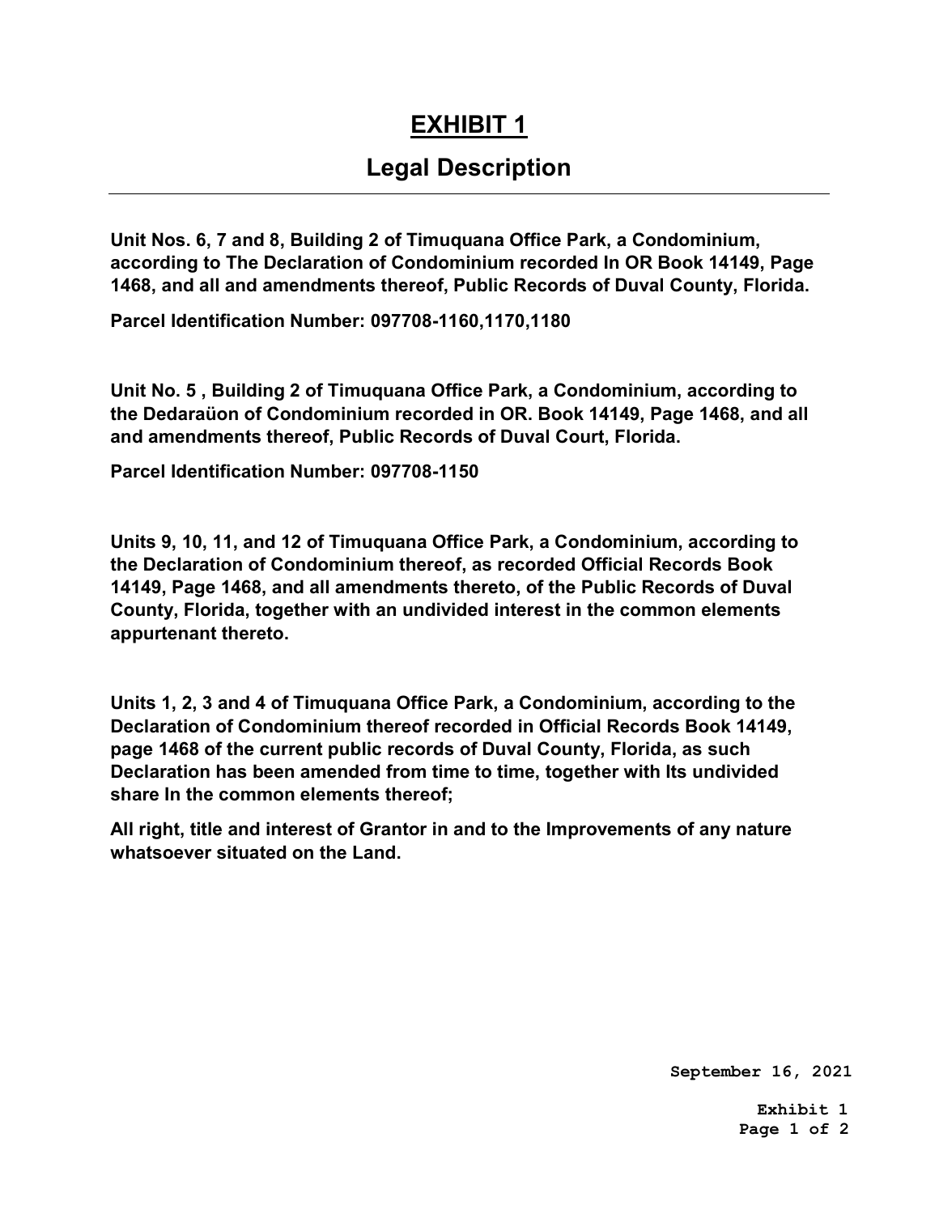# EXHIBIT 1

## Legal Description

---

**Unit Nos. 6, 7 and 8, Building 2 of Timuquana Office Park, a Condominium, according to The Declaration of Condominium recorded In OR Book 14149, Page 1468, and all and amendments thereof, Public Records of Duval County, Florida.**

**Parcel Identification Number: 097708-1160,1170,1180**

**Unit No. 5 , Building 2 of Timuquana Office Park, a Condominium, according to the Dedaraüon of Condominium recorded in OR. Book 14149, Page 1468, and all and amendments thereof, Public Records of Duval Court, Florida.**

**Parcel Identification Number: 097708-1150**

**Units 9, 10, 11, and 12 of Timuquana Office Park, a Condominium, according to the Declaration of Condominium thereof, as recorded Official Records Book 14149, Page 1468, and all amendments thereto, of the Public Records of Duval County, Florida, together with an undivided interest in the common elements appurtenant thereto.**

**Units 1, 2, 3 and 4 of Timuquana Office Park, a Condominium, according to the Declaration of Condominium thereof recorded in Official Records Book 14149, page 1468 of the current public records of Duval County, Florida, as such Declaration has been amended from time to time, together with Its undivided share In the common elements thereof;**

**All right, title and interest of Grantor in and to the Improvements of any nature whatsoever situated on the Land.**

**September 16, 2021**

**Exhibit 1**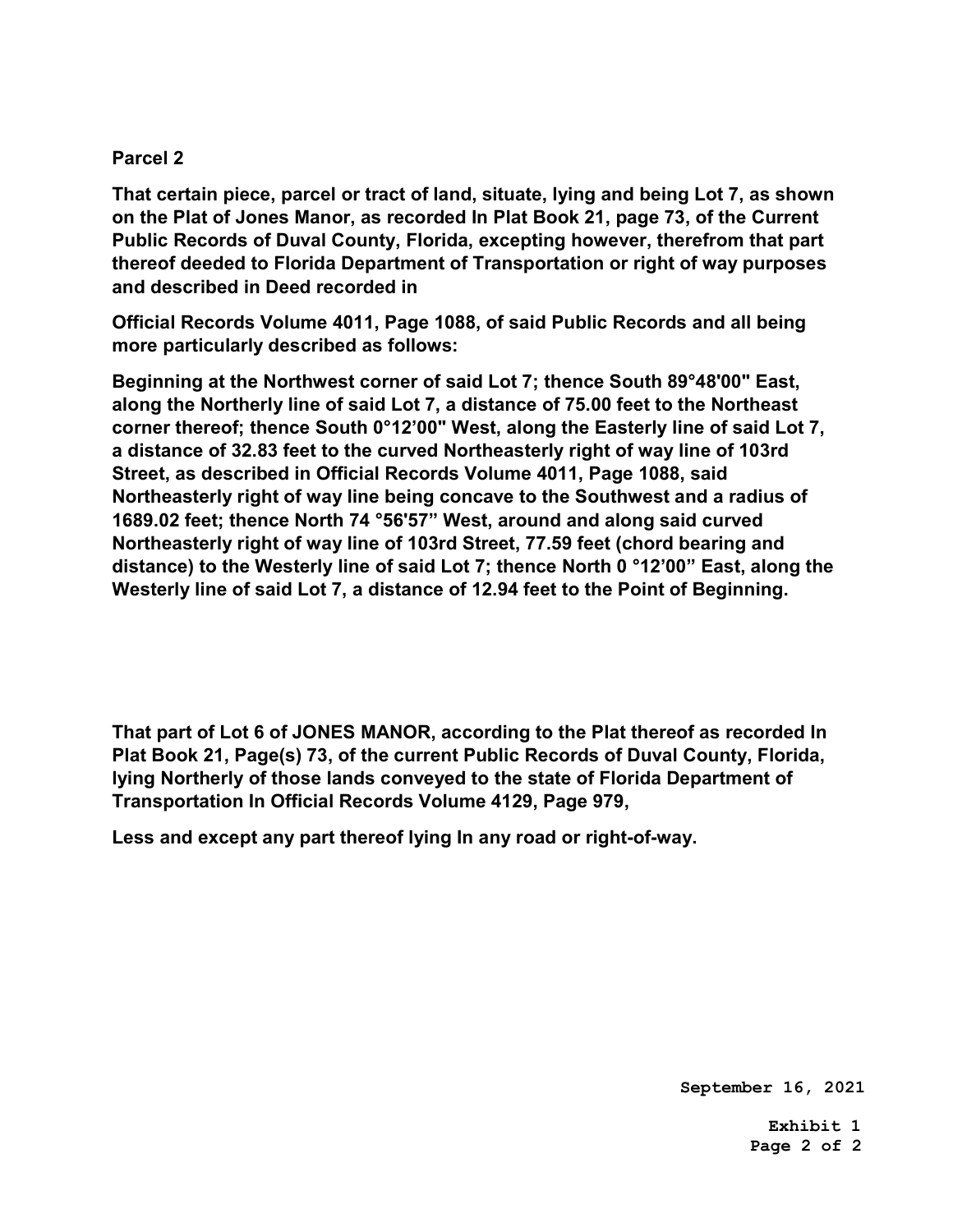**Parcel 2**

**That certain piece, parcel or tract of land, situate, lying and being Lot 7, as shown on the Plat of Jones Manor, as recorded In Plat Book 21, page 73, of the Current Public Records of Duval County, Florida, excepting however, therefrom that part thereof deeded to Florida Department of Transportation or right of way purposes and described in Deed recorded in**

**Official Records Volume 4011, Page 1088, of said Public Records and all being more particularly described as follows:**

**Beginning at the Northwest corner of said Lot 7; thence South 89°48'00" East, along the Northerly line of said Lot 7, a distance of 75.00 feet to the Northeast corner thereof; thence South 0°12'00" West, along the Easterly line of said Lot 7, a distance of 32.83 feet to the curved Northeasterly right of way line of 103rd Street, as described in Official Records Volume 4011, Page 1088, said Northeasterly right of way line being concave to the Southwest and a radius of 1689.02 feet; thence North 74 °56'57" West, around and along said curved Northeasterly right of way line of 103rd Street, 77.59 feet (chord bearing and distance) to the Westerly line of said Lot 7; thence North 0 °12'00" East, along the Westerly line of said Lot 7, a distance of 12.94 feet to the Point of Beginning.**

**That part of Lot 6 of JONES MANOR, according to the Plat thereof as recorded In Plat Book 21, Page(s) 73, of the current Public Records of Duval County, Florida, lying Northerly of those lands conveyed to the state of Florida Department of Transportation In Official Records Volume 4129, Page 979,**

**Less and except any part thereof lying In any road or right-of-way.**

**September 16, 2021**

**Exhibit 1**